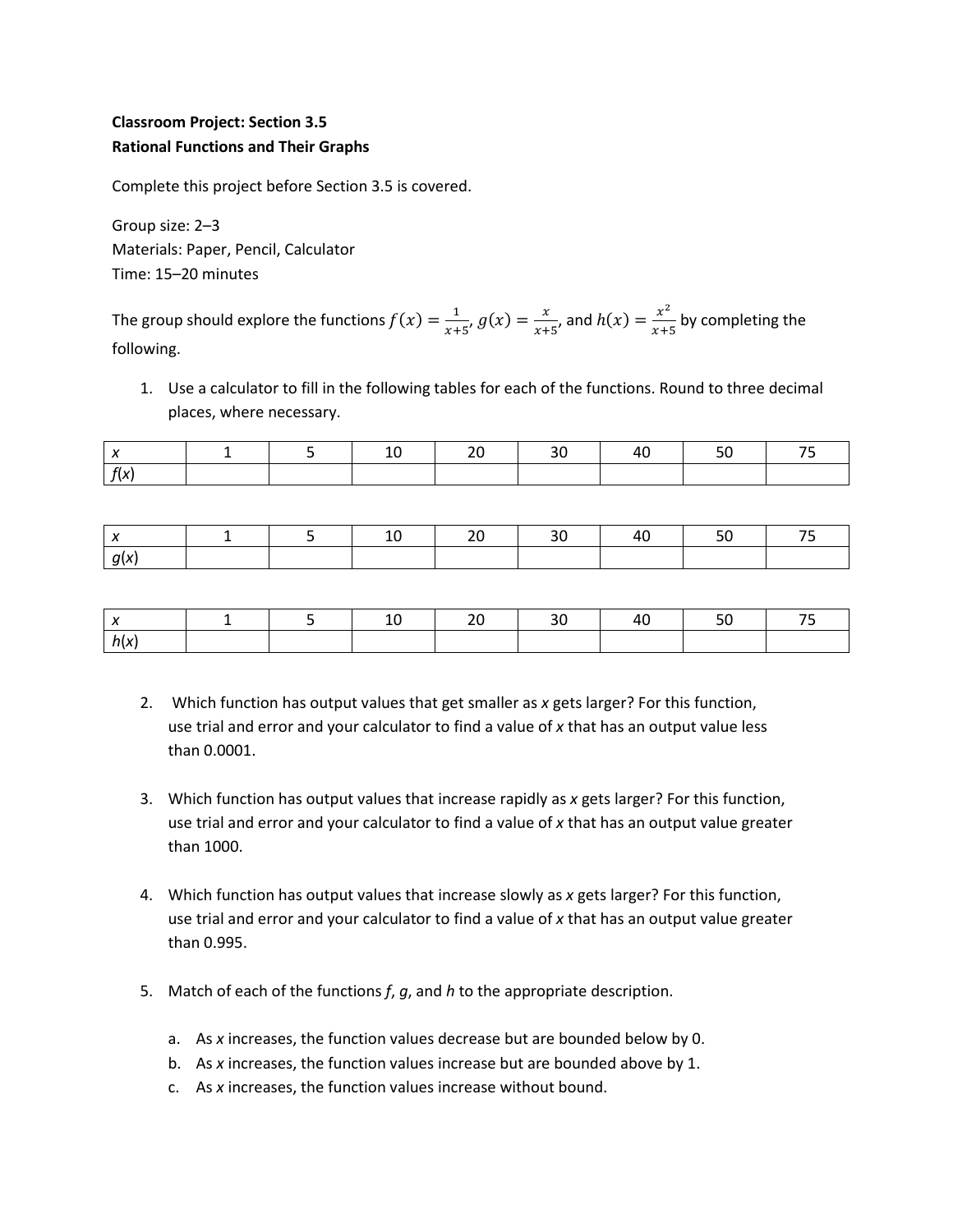**Classroom Project: Section 3.5**
**Rational Functions and Their Graphs**

Complete this project before Section 3.5 is covered.

Group size: 2–3
Materials: Paper, Pencil, Calculator
Time: 15–20 minutes

The group should explore the functions $f(x) = \frac{1}{x+5}$, $g(x) = \frac{x}{x+5}$, and $h(x) = \frac{x^2}{x+5}$ by completing the following.

1. Use a calculator to fill in the following tables for each of the functions. Round to three decimal places, where necessary.

| $x$ | 1 | 5 | 10 | 20 | 30 | 40 | 50 | 75 |
|---|---|---|---|---|---|---|---|---|
| $f(x)$ | | | | | | | | |

| $x$ | 1 | 5 | 10 | 20 | 30 | 40 | 50 | 75 |
|---|---|---|---|---|---|---|---|---|
| $g(x)$ | | | | | | | | |

| $x$ | 1 | 5 | 10 | 20 | 30 | 40 | 50 | 75 |
|---|---|---|---|---|---|---|---|---|
| $h(x)$ | | | | | | | | |

2. Which function has output values that get smaller as $x$ gets larger? For this function, use trial and error and your calculator to find a value of $x$ that has an output value less than 0.0001.

3. Which function has output values that increase rapidly as $x$ gets larger? For this function, use trial and error and your calculator to find a value of $x$ that has an output value greater than 1000.

4. Which function has output values that increase slowly as $x$ gets larger? For this function, use trial and error and your calculator to find a value of $x$ that has an output value greater than 0.995.

5. Match of each of the functions $f$, $g$, and $h$ to the appropriate description.

   a. As $x$ increases, the function values decrease but are bounded below by 0.
   b. As $x$ increases, the function values increase but are bounded above by 1.
   c. As $x$ increases, the function values increase without bound.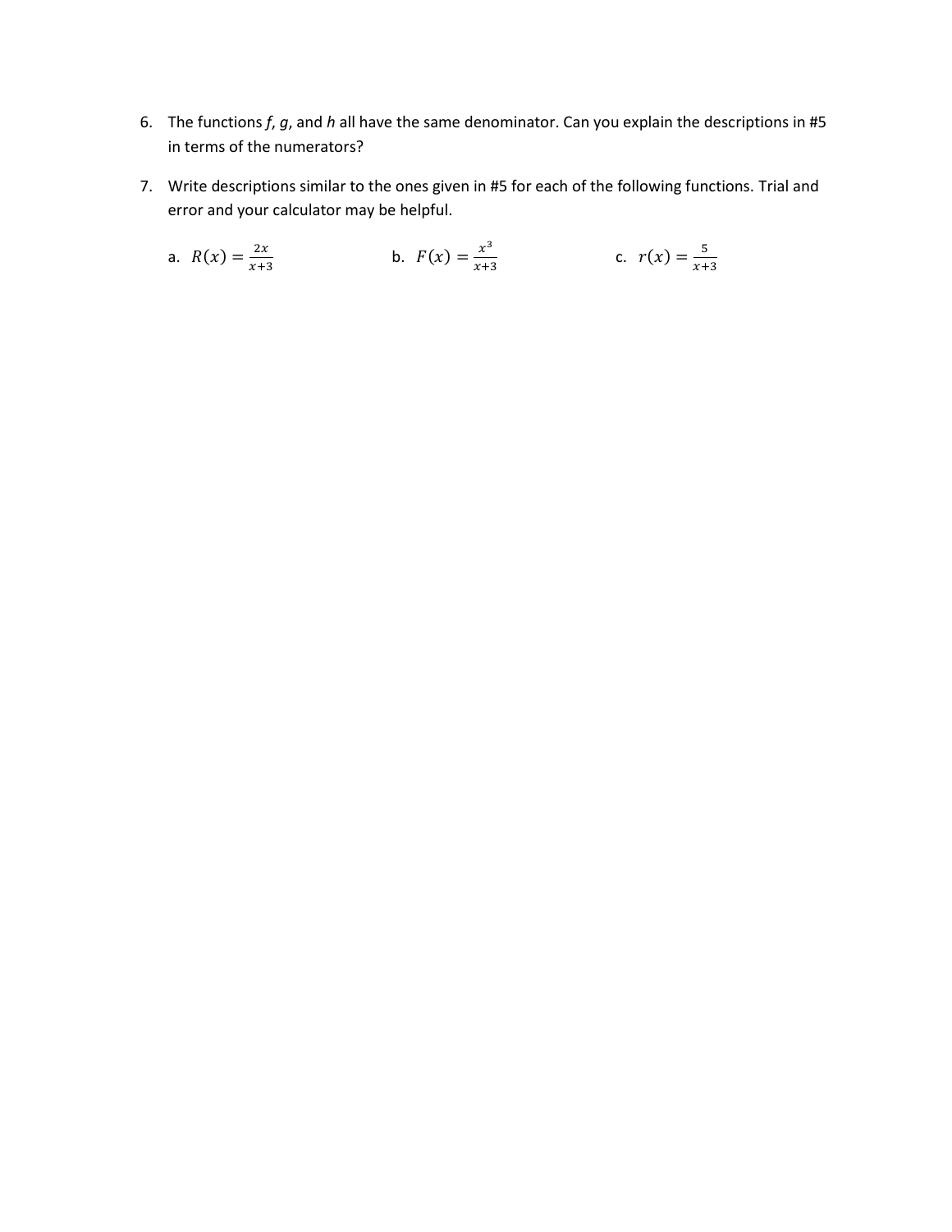6. The functions $f$, $g$, and $h$ all have the same denominator. Can you explain the descriptions in #5 in terms of the numerators?

7. Write descriptions similar to the ones given in #5 for each of the following functions. Trial and error and your calculator may be helpful.

   a. $R(x) = \frac{2x}{x+3}$

   b. $F(x) = \frac{x^3}{x+3}$

   c. $r(x) = \frac{5}{x+3}$